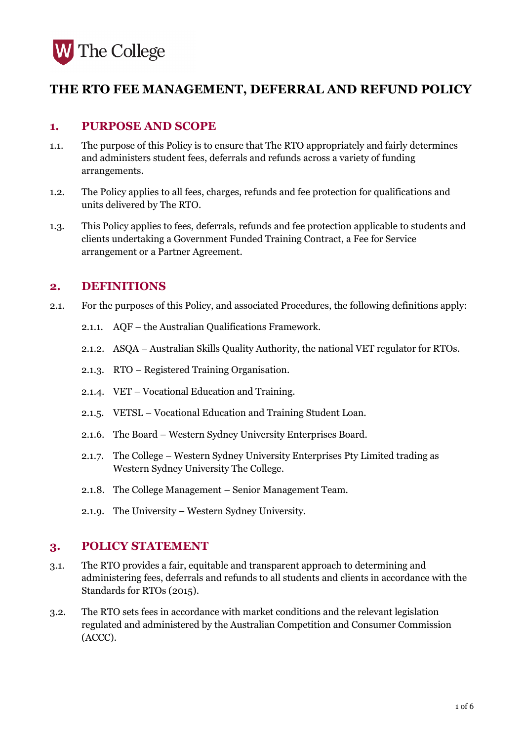The College

# THE RTO FEE MANAGEMENT, DEFERRAL AND REFUND POLICY

## 1. PURPOSE AND SCOPE

1.1. The purpose of this Policy is to ensure that The RTO appropriately and fairly determines and administers student fees, deferrals and refunds across a variety of funding arrangements.

1.2. The Policy applies to all fees, charges, refunds and fee protection for qualifications and units delivered by The RTO.

1.3. This Policy applies to fees, deferrals, refunds and fee protection applicable to students and clients undertaking a Government Funded Training Contract, a Fee for Service arrangement or a Partner Agreement.

## 2. DEFINITIONS

2.1. For the purposes of this Policy, and associated Procedures, the following definitions apply:

2.1.1. AQF – the Australian Qualifications Framework.

2.1.2. ASQA – Australian Skills Quality Authority, the national VET regulator for RTOs.

2.1.3. RTO – Registered Training Organisation.

2.1.4. VET – Vocational Education and Training.

2.1.5. VETSL – Vocational Education and Training Student Loan.

2.1.6. The Board – Western Sydney University Enterprises Board.

2.1.7. The College – Western Sydney University Enterprises Pty Limited trading as Western Sydney University The College.

2.1.8. The College Management – Senior Management Team.

2.1.9. The University – Western Sydney University.

## 3. POLICY STATEMENT

3.1. The RTO provides a fair, equitable and transparent approach to determining and administering fees, deferrals and refunds to all students and clients in accordance with the Standards for RTOs (2015).

3.2. The RTO sets fees in accordance with market conditions and the relevant legislation regulated and administered by the Australian Competition and Consumer Commission (ACCC).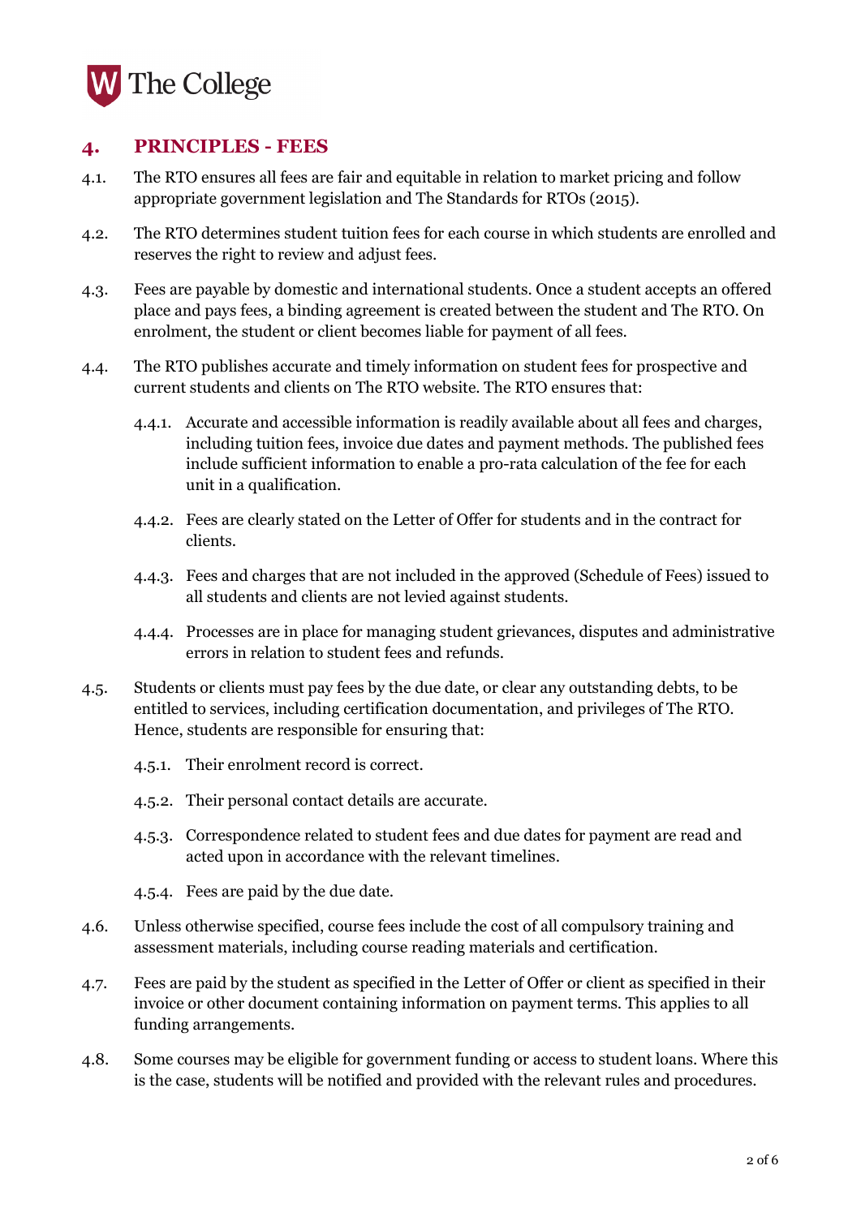## 4. PRINCIPLES - FEES

4.1. The RTO ensures all fees are fair and equitable in relation to market pricing and follow appropriate government legislation and The Standards for RTOs (2015).

4.2. The RTO determines student tuition fees for each course in which students are enrolled and reserves the right to review and adjust fees.

4.3. Fees are payable by domestic and international students. Once a student accepts an offered place and pays fees, a binding agreement is created between the student and The RTO. On enrolment, the student or client becomes liable for payment of all fees.

4.4. The RTO publishes accurate and timely information on student fees for prospective and current students and clients on The RTO website. The RTO ensures that:

- 4.4.1. Accurate and accessible information is readily available about all fees and charges, including tuition fees, invoice due dates and payment methods. The published fees include sufficient information to enable a pro-rata calculation of the fee for each unit in a qualification.
- 4.4.2. Fees are clearly stated on the Letter of Offer for students and in the contract for clients.
- 4.4.3. Fees and charges that are not included in the approved (Schedule of Fees) issued to all students and clients are not levied against students.
- 4.4.4. Processes are in place for managing student grievances, disputes and administrative errors in relation to student fees and refunds.

4.5. Students or clients must pay fees by the due date, or clear any outstanding debts, to be entitled to services, including certification documentation, and privileges of The RTO. Hence, students are responsible for ensuring that:

- 4.5.1. Their enrolment record is correct.
- 4.5.2. Their personal contact details are accurate.
- 4.5.3. Correspondence related to student fees and due dates for payment are read and acted upon in accordance with the relevant timelines.
- 4.5.4. Fees are paid by the due date.

4.6. Unless otherwise specified, course fees include the cost of all compulsory training and assessment materials, including course reading materials and certification.

4.7. Fees are paid by the student as specified in the Letter of Offer or client as specified in their invoice or other document containing information on payment terms. This applies to all funding arrangements.

4.8. Some courses may be eligible for government funding or access to student loans. Where this is the case, students will be notified and provided with the relevant rules and procedures.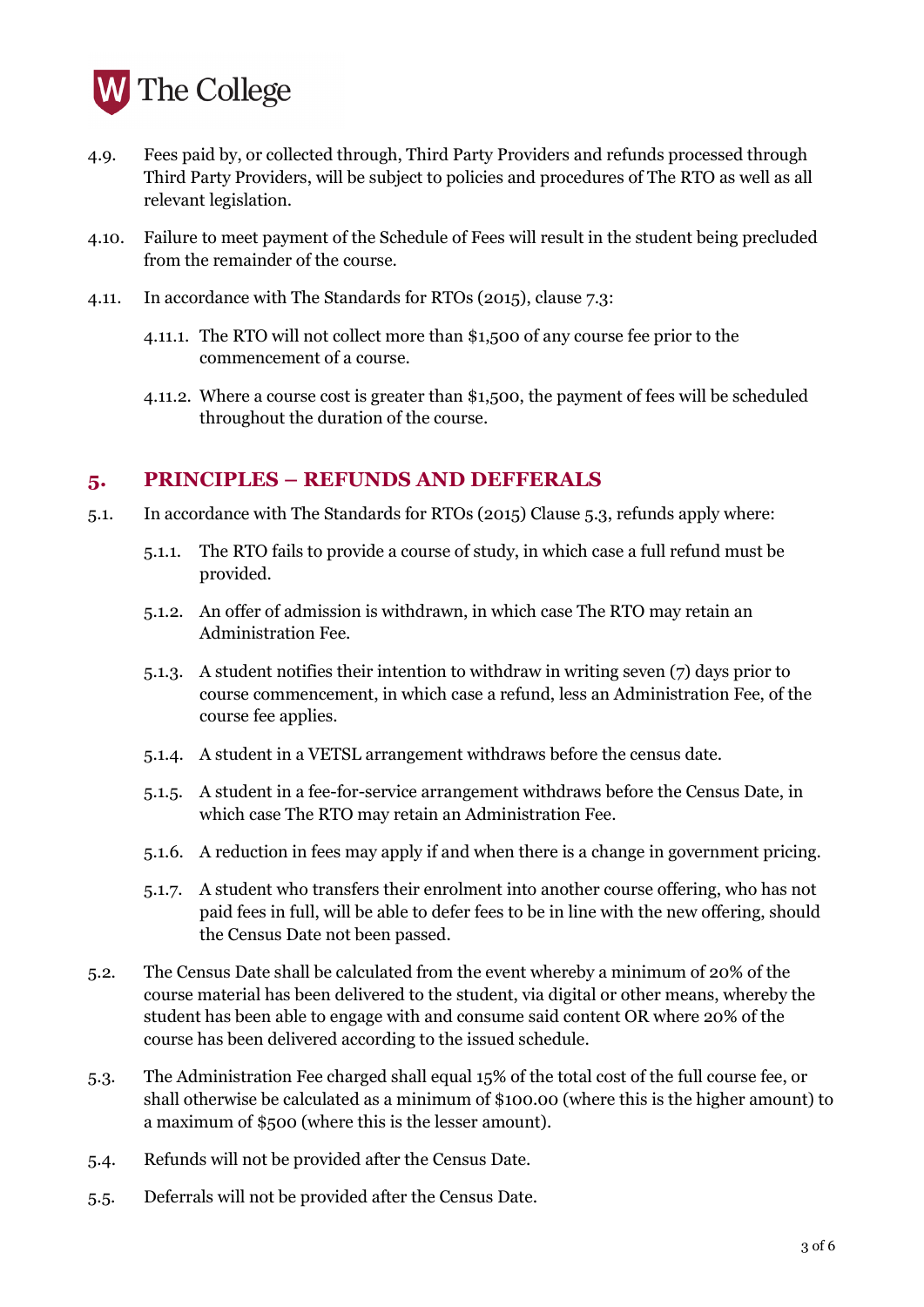4.9. Fees paid by, or collected through, Third Party Providers and refunds processed through Third Party Providers, will be subject to policies and procedures of The RTO as well as all relevant legislation.

4.10. Failure to meet payment of the Schedule of Fees will result in the student being precluded from the remainder of the course.

4.11. In accordance with The Standards for RTOs (2015), clause 7.3:

4.11.1. The RTO will not collect more than $1,500 of any course fee prior to the commencement of a course.

4.11.2. Where a course cost is greater than $1,500, the payment of fees will be scheduled throughout the duration of the course.

## 5. PRINCIPLES – REFUNDS AND DEFFERALS

5.1. In accordance with The Standards for RTOs (2015) Clause 5.3, refunds apply where:

5.1.1. The RTO fails to provide a course of study, in which case a full refund must be provided.

5.1.2. An offer of admission is withdrawn, in which case The RTO may retain an Administration Fee.

5.1.3. A student notifies their intention to withdraw in writing seven (7) days prior to course commencement, in which case a refund, less an Administration Fee, of the course fee applies.

5.1.4. A student in a VETSL arrangement withdraws before the census date.

5.1.5. A student in a fee-for-service arrangement withdraws before the Census Date, in which case The RTO may retain an Administration Fee.

5.1.6. A reduction in fees may apply if and when there is a change in government pricing.

5.1.7. A student who transfers their enrolment into another course offering, who has not paid fees in full, will be able to defer fees to be in line with the new offering, should the Census Date not been passed.

5.2. The Census Date shall be calculated from the event whereby a minimum of 20% of the course material has been delivered to the student, via digital or other means, whereby the student has been able to engage with and consume said content OR where 20% of the course has been delivered according to the issued schedule.

5.3. The Administration Fee charged shall equal 15% of the total cost of the full course fee, or shall otherwise be calculated as a minimum of $100.00 (where this is the higher amount) to a maximum of $500 (where this is the lesser amount).

5.4. Refunds will not be provided after the Census Date.

5.5. Deferrals will not be provided after the Census Date.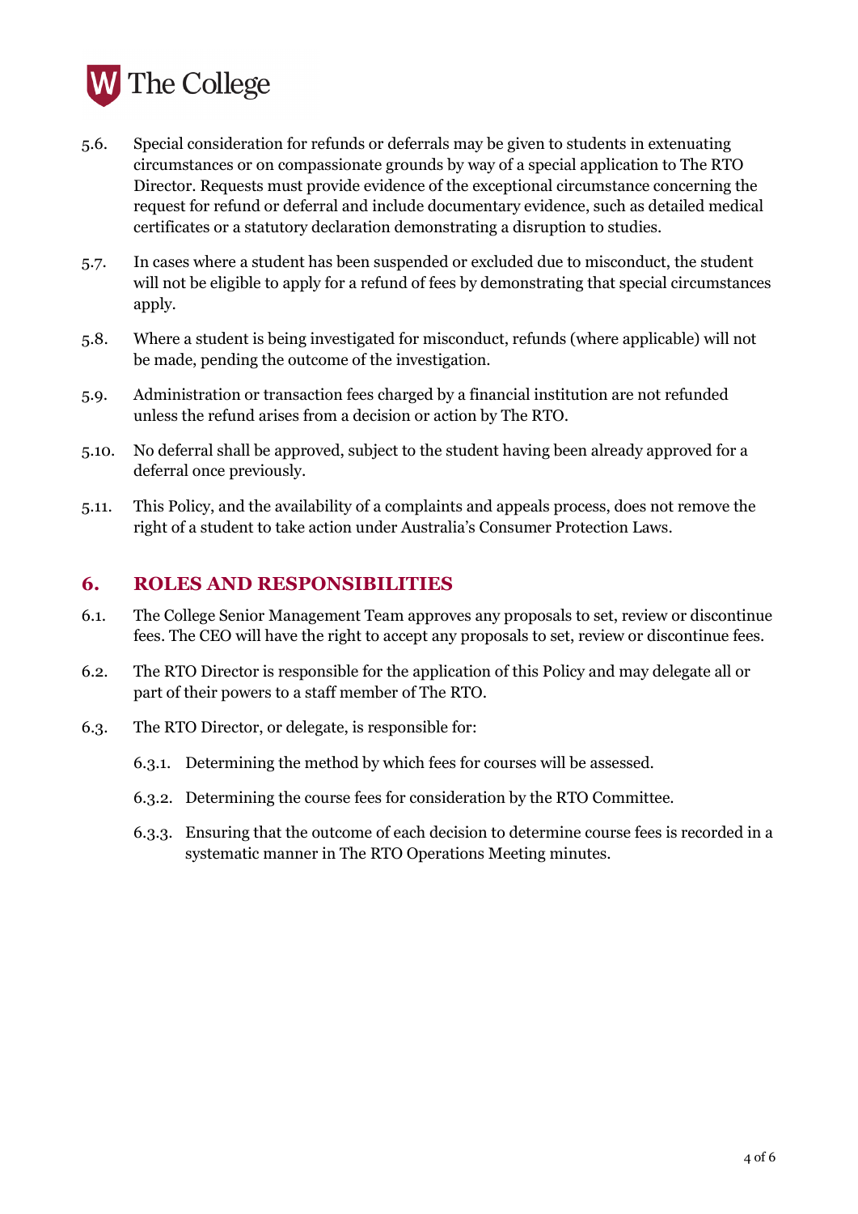5.6. Special consideration for refunds or deferrals may be given to students in extenuating circumstances or on compassionate grounds by way of a special application to The RTO Director. Requests must provide evidence of the exceptional circumstance concerning the request for refund or deferral and include documentary evidence, such as detailed medical certificates or a statutory declaration demonstrating a disruption to studies.

5.7. In cases where a student has been suspended or excluded due to misconduct, the student will not be eligible to apply for a refund of fees by demonstrating that special circumstances apply.

5.8. Where a student is being investigated for misconduct, refunds (where applicable) will not be made, pending the outcome of the investigation.

5.9. Administration or transaction fees charged by a financial institution are not refunded unless the refund arises from a decision or action by The RTO.

5.10. No deferral shall be approved, subject to the student having been already approved for a deferral once previously.

5.11. This Policy, and the availability of a complaints and appeals process, does not remove the right of a student to take action under Australia's Consumer Protection Laws.

## 6. ROLES AND RESPONSIBILITIES

6.1. The College Senior Management Team approves any proposals to set, review or discontinue fees. The CEO will have the right to accept any proposals to set, review or discontinue fees.

6.2. The RTO Director is responsible for the application of this Policy and may delegate all or part of their powers to a staff member of The RTO.

6.3. The RTO Director, or delegate, is responsible for:

6.3.1. Determining the method by which fees for courses will be assessed.

6.3.2. Determining the course fees for consideration by the RTO Committee.

6.3.3. Ensuring that the outcome of each decision to determine course fees is recorded in a systematic manner in The RTO Operations Meeting minutes.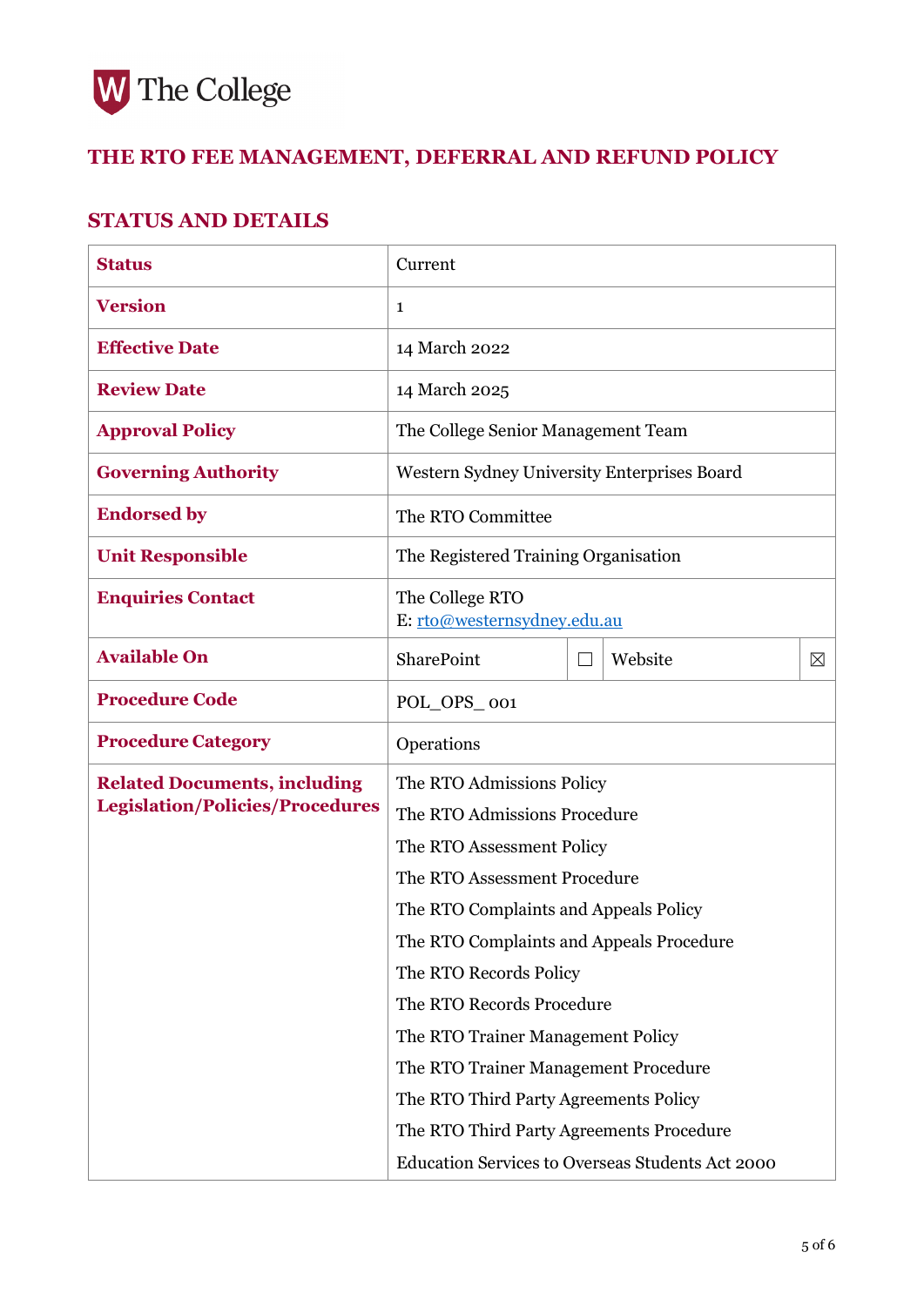# THE RTO FEE MANAGEMENT, DEFERRAL AND REFUND POLICY

## STATUS AND DETAILS

| Status | Current |
|---|---|
| **Version** | 1 |
| **Effective Date** | 14 March 2022 |
| **Review Date** | 14 March 2025 |
| **Approval Policy** | The College Senior Management Team |
| **Governing Authority** | Western Sydney University Enterprises Board |
| **Endorsed by** | The RTO Committee |
| **Unit Responsible** | The Registered Training Organisation |
| **Enquiries Contact** | The College RTO<br>E: rto@westernsydney.edu.au |
| **Available On** | SharePoint ☐ Website ☒ |
| **Procedure Code** | POL_OPS_ 001 |
| **Procedure Category** | Operations |
| **Related Documents, including Legislation/Policies/Procedures** | The RTO Admissions Policy<br>The RTO Admissions Procedure<br>The RTO Assessment Policy<br>The RTO Assessment Procedure<br>The RTO Complaints and Appeals Policy<br>The RTO Complaints and Appeals Procedure<br>The RTO Records Policy<br>The RTO Records Procedure<br>The RTO Trainer Management Policy<br>The RTO Trainer Management Procedure<br>The RTO Third Party Agreements Policy<br>The RTO Third Party Agreements Procedure<br>Education Services to Overseas Students Act 2000 |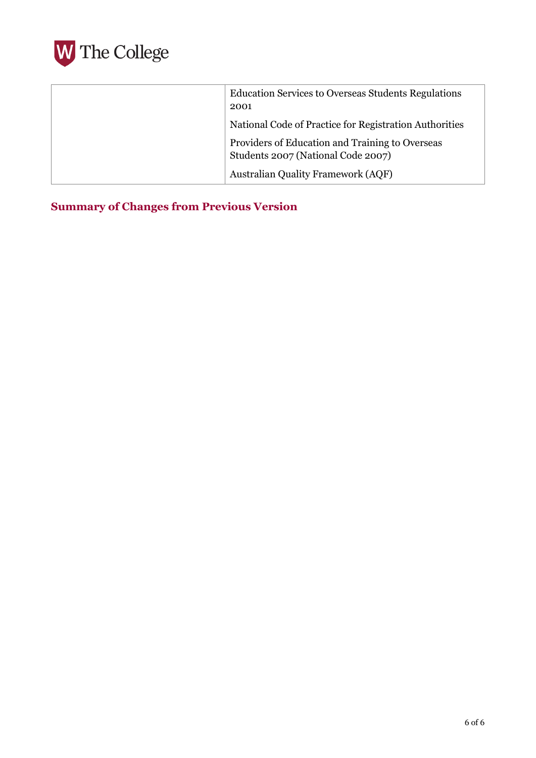| | |
|---|---|
| | Education Services to Overseas Students Regulations 2001<br><br>National Code of Practice for Registration Authorities<br><br>Providers of Education and Training to Overseas Students 2007 (National Code 2007)<br><br>Australian Quality Framework (AQF) |

## Summary of Changes from Previous Version